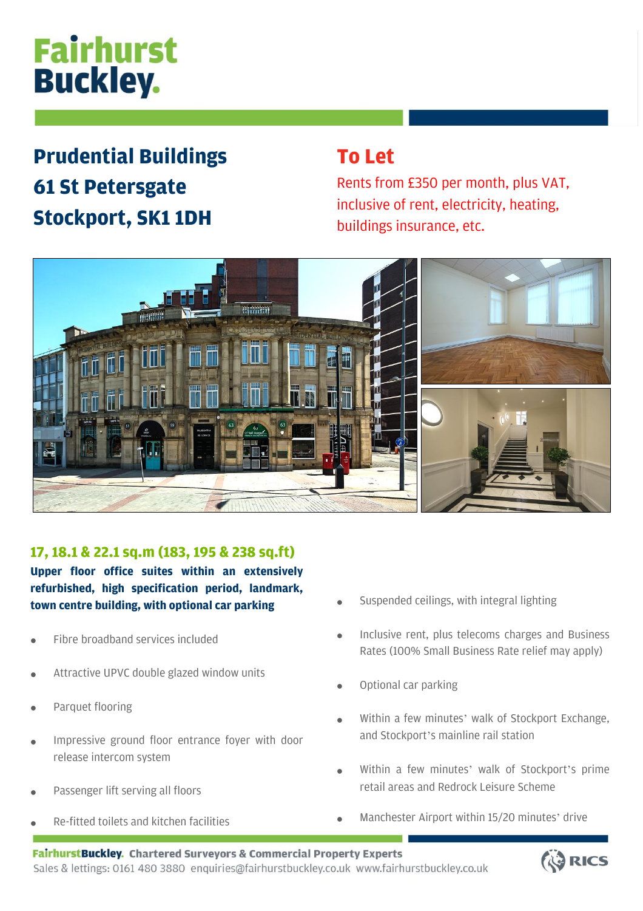# Fairhurst Buckley.

## Prudential Buildings
## 61 St Petersgate
## Stockport, SK1 1DH

## To Let

Rents from £350 per month, plus VAT, inclusive of rent, electricity, heating, buildings insurance, etc.

### 17, 18.1 & 22.1 sq.m (183, 195 & 238 sq.ft)

**Upper floor office suites within an extensively refurbished, high specification period, landmark, town centre building, with optional car parking**

- Fibre broadband services included
- Attractive UPVC double glazed window units
- Parquet flooring
- Impressive ground floor entrance foyer with door release intercom system
- Passenger lift serving all floors
- Re-fitted toilets and kitchen facilities
- Suspended ceilings, with integral lighting
- Inclusive rent, plus telecoms charges and Business Rates (100% Small Business Rate relief may apply)
- Optional car parking
- Within a few minutes' walk of Stockport Exchange, and Stockport's mainline rail station
- Within a few minutes' walk of Stockport's prime retail areas and Redrock Leisure Scheme
- Manchester Airport within 15/20 minutes' drive

**FairhurstBuckley. Chartered Surveyors & Commercial Property Experts**
Sales & lettings: 0161 480 3880 enquiries@fairhurstbuckley.co.uk www.fairhurstbuckley.co.uk

RICS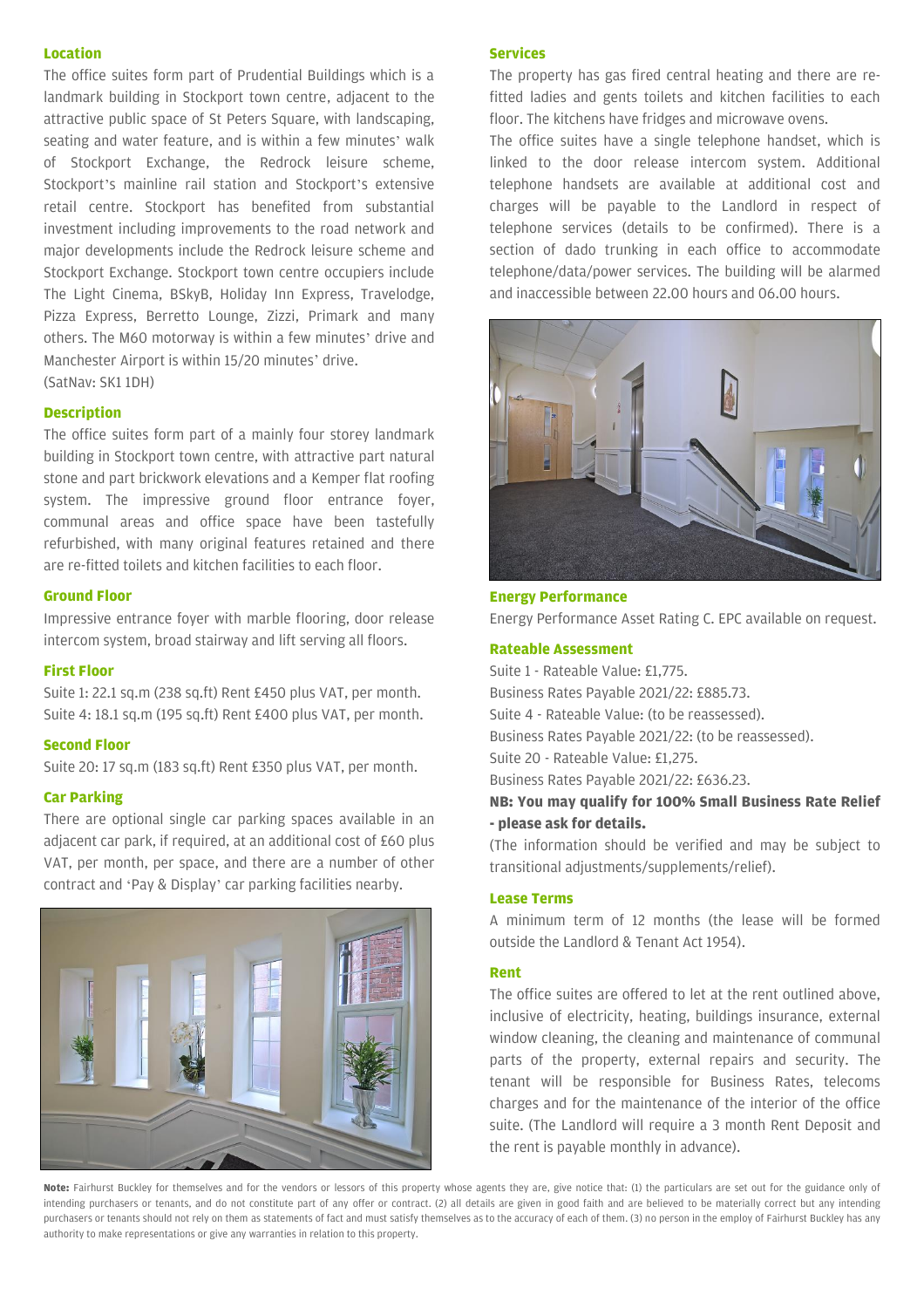## Location

The office suites form part of Prudential Buildings which is a landmark building in Stockport town centre, adjacent to the attractive public space of St Peters Square, with landscaping, seating and water feature, and is within a few minutes' walk of Stockport Exchange, the Redrock leisure scheme, Stockport's mainline rail station and Stockport's extensive retail centre. Stockport has benefited from substantial investment including improvements to the road network and major developments include the Redrock leisure scheme and Stockport Exchange. Stockport town centre occupiers include The Light Cinema, BSkyB, Holiday Inn Express, Travelodge, Pizza Express, Berretto Lounge, Zizzi, Primark and many others. The M60 motorway is within a few minutes' drive and Manchester Airport is within 15/20 minutes' drive.
(SatNav: SK1 1DH)

## Description

The office suites form part of a mainly four storey landmark building in Stockport town centre, with attractive part natural stone and part brickwork elevations and a Kemper flat roofing system. The impressive ground floor entrance foyer, communal areas and office space have been tastefully refurbished, with many original features retained and there are re-fitted toilets and kitchen facilities to each floor.

## Ground Floor

Impressive entrance foyer with marble flooring, door release intercom system, broad stairway and lift serving all floors.

## First Floor

Suite 1: 22.1 sq.m (238 sq.ft) Rent £450 plus VAT, per month.
Suite 4: 18.1 sq.m (195 sq.ft) Rent £400 plus VAT, per month.

## Second Floor

Suite 20: 17 sq.m (183 sq.ft) Rent £350 plus VAT, per month.

## Car Parking

There are optional single car parking spaces available in an adjacent car park, if required, at an additional cost of £60 plus VAT, per month, per space, and there are a number of other contract and 'Pay & Display' car parking facilities nearby.

## Services

The property has gas fired central heating and there are re-fitted ladies and gents toilets and kitchen facilities to each floor. The kitchens have fridges and microwave ovens.
The office suites have a single telephone handset, which is linked to the door release intercom system. Additional telephone handsets are available at additional cost and charges will be payable to the Landlord in respect of telephone services (details to be confirmed). There is a section of dado trunking in each office to accommodate telephone/data/power services. The building will be alarmed and inaccessible between 22.00 hours and 06.00 hours.

## Energy Performance

Energy Performance Asset Rating C. EPC available on request.

## Rateable Assessment

Suite 1 - Rateable Value: £1,775.
Business Rates Payable 2021/22: £885.73.
Suite 4 - Rateable Value: (to be reassessed).
Business Rates Payable 2021/22: (to be reassessed).
Suite 20 - Rateable Value: £1,275.
Business Rates Payable 2021/22: £636.23.

**NB: You may qualify for 100% Small Business Rate Relief - please ask for details.**

(The information should be verified and may be subject to transitional adjustments/supplements/relief).

## Lease Terms

A minimum term of 12 months (the lease will be formed outside the Landlord & Tenant Act 1954).

## Rent

The office suites are offered to let at the rent outlined above, inclusive of electricity, heating, buildings insurance, external window cleaning, the cleaning and maintenance of communal parts of the property, external repairs and security. The tenant will be responsible for Business Rates, telecoms charges and for the maintenance of the interior of the office suite. (The Landlord will require a 3 month Rent Deposit and the rent is payable monthly in advance).

**Note:** Fairhurst Buckley for themselves and for the vendors or lessors of this property whose agents they are, give notice that: (1) the particulars are set out for the guidance only of intending purchasers or tenants, and do not constitute part of any offer or contract. (2) all details are given in good faith and are believed to be materially correct but any intending purchasers or tenants should not rely on them as statements of fact and must satisfy themselves as to the accuracy of each of them. (3) no person in the employ of Fairhurst Buckley has any authority to make representations or give any warranties in relation to this property.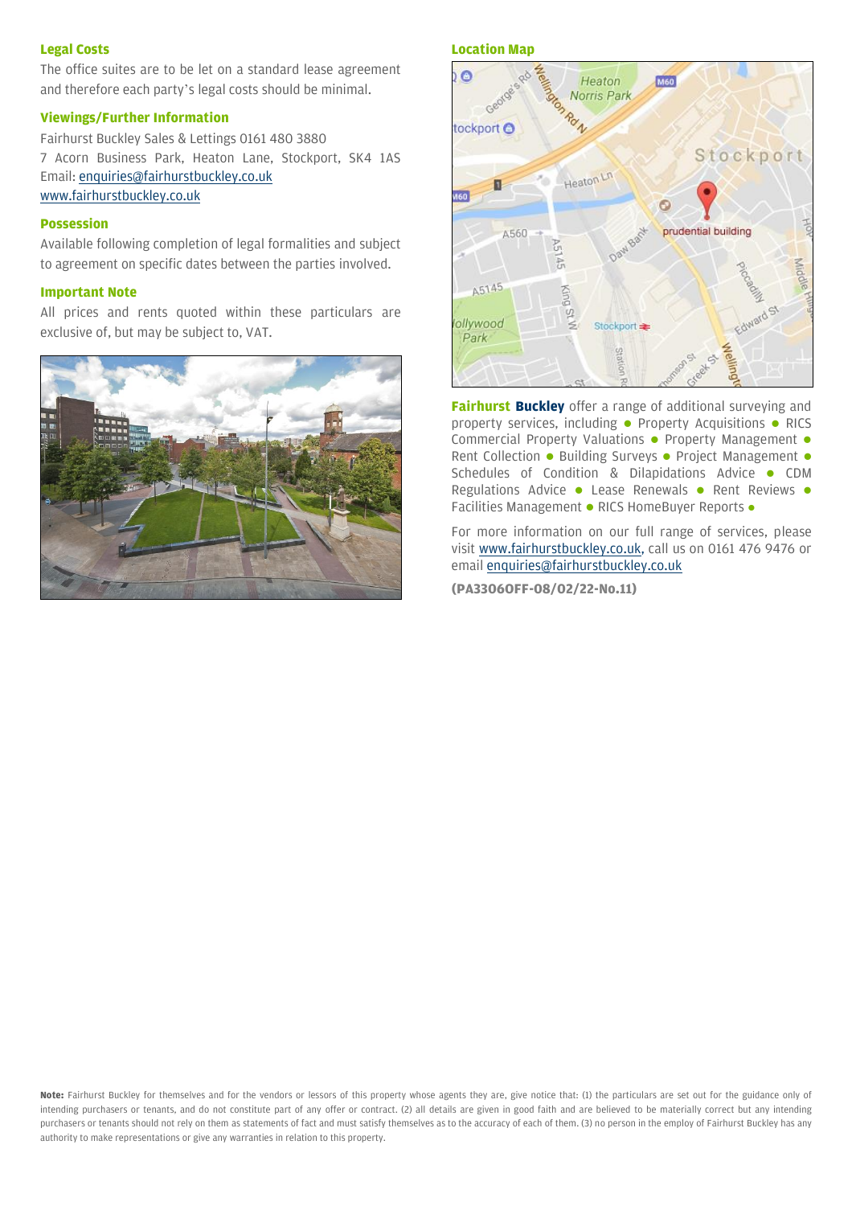### Legal Costs

The office suites are to be let on a standard lease agreement and therefore each party's legal costs should be minimal.

### Viewings/Further Information

Fairhurst Buckley Sales & Lettings 0161 480 3880
7 Acorn Business Park, Heaton Lane, Stockport, SK4 1AS
Email: enquiries@fairhurstbuckley.co.uk
www.fairhurstbuckley.co.uk

### Possession

Available following completion of legal formalities and subject to agreement on specific dates between the parties involved.

### Important Note

All prices and rents quoted within these particulars are exclusive of, but may be subject to, VAT.

### Location Map

**Fairhurst Buckley** offer a range of additional surveying and property services, including ● Property Acquisitions ● RICS Commercial Property Valuations ● Property Management ● Rent Collection ● Building Surveys ● Project Management ● Schedules of Condition & Dilapidations Advice ● CDM Regulations Advice ● Lease Renewals ● Rent Reviews ● Facilities Management ● RICS HomeBuyer Reports ●

For more information on our full range of services, please visit www.fairhurstbuckley.co.uk, call us on 0161 476 9476 or email enquiries@fairhurstbuckley.co.uk

**(PA3306OFF-08/02/22-No.11)**

**Note:** Fairhurst Buckley for themselves and for the vendors or lessors of this property whose agents they are, give notice that: (1) the particulars are set out for the guidance only of intending purchasers or tenants, and do not constitute part of any offer or contract. (2) all details are given in good faith and are believed to be materially correct but any intending purchasers or tenants should not rely on them as statements of fact and must satisfy themselves as to the accuracy of each of them. (3) no person in the employ of Fairhurst Buckley has any authority to make representations or give any warranties in relation to this property.